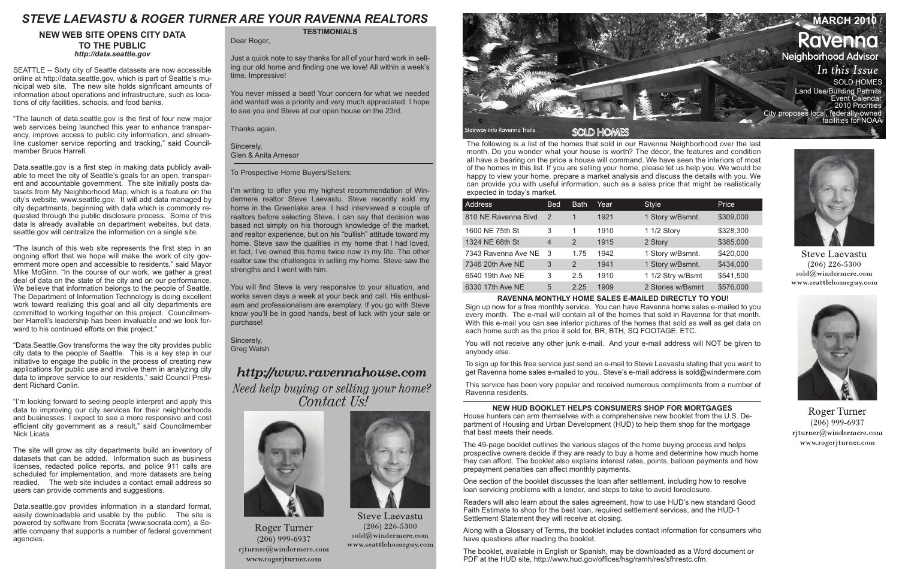# STEVE LAEVASTU & ROGER TURNER ARE YOUR RAVENNA REALTORS

## NEW WEB SITE OPENS CITY DATA TO THE PUBLIC

***http://data.seattle.gov***

SEATTLE -- Sixty city of Seattle datasets are now accessible online at http://data.seattle.gov, which is part of Seattle's municipal web site. The new site holds significant amounts of information about operations and infrastructure, such as locations of city facilities, schools, and food banks.

"The launch of data.seattle.gov is the first of four new major web services being launched this year to enhance transparency, improve access to public city information, and streamline customer service reporting and tracking," said Councilmember Bruce Harrell.

Data.seattle.gov is a first step in making data publicly available to meet the city of Seattle's goals for an open, transparent and accountable government. The site initially posts datasets from My Neighborhood Map, which is a feature on the city's website, www.seattle.gov. It will add data managed by city departments, beginning with data which is commonly requested through the public disclosure process. Some of this data is already available on department websites, but data.seattle.gov will centralize the information on a single site.

"The launch of this web site represents the first step in an ongoing effort that we hope will make the work of city government more open and accessible to residents," said Mayor Mike McGinn. "In the course of our work, we gather a great deal of data on the state of the city and on our performance. We believe that information belongs to the people of Seattle. The Department of Information Technology is doing excellent work toward realizing this goal and all city departments are committed to working together on this project. Councilmember Harrell's leadership has been invaluable and we look forward to his continued efforts on this project."

"Data.Seattle.Gov transforms the way the city provides public city data to the people of Seattle. This is a key step in our initiative to engage the public in the process of creating new applications for public use and involve them in analyzing city data to improve service to our residents," said Council President Richard Conlin.

"I'm looking forward to seeing people interpret and apply this data to improving our city services for their neighborhoods and businesses. I expect to see a more responsive and cost efficient city government as a result," said Councilmember Nick Licata.

The site will grow as city departments build an inventory of datasets that can be added. Information such as business licenses, redacted police reports, and police 911 calls are scheduled for implementation, and more datasets are being readied. The web site includes a contact email address so users can provide comments and suggestions.

Data.seattle.gov provides information in a standard format, easily downloadable and usable by the public. The site is powered by software from Socrata (www.socrata.com), a Seattle company that supports a number of federal government agencies.

## TESTIMONIALS

Dear Roger,

Just a quick note to say thanks for all of your hard work in selling our old home and finding one we love! All within a week's time. Impressive!

You never missed a beat! Your concern for what we needed and wanted was a priority and very much appreciated. I hope to see you and Steve at our open house on the 23rd.

Thanks again.

Sincerely,
Glen & Anita Arnesor

To Prospective Home Buyers/Sellers:

I'm writing to offer you my highest recommendation of Windermere realtor Steve Laevastu. Steve recently sold my home in the Greenlake area. I had interviewed a couple of realtors before selecting Steve. I can say that decision was based not simply on his thorough knowledge of the market, and realtor experience, but on his "bullish" attitude toward my home. Steve saw the qualities in my home that I had loved, in fact, I've owned this home twice now in my life. The other realtor saw the challenges in selling my home. Steve saw the strengths and I went with him.

You will find Steve is very responsive to your situation, and works seven days a week at your beck and call. His enthusiasm and professionalism are exemplary. If you go with Steve know you'll be in good hands, best of luck with your sale or purchase!

Sincerely,
Greg Walsh

***http://www.ravennahouse.com***

*Need help buying or selling your home? Contact Us!*

Roger Turner
(206) 999-6937
rjturner@windermere.com
www.rogerjturner.com

Steve Laevastu
(206) 226-5300
sold@windermere.com
www.seattlehomeguy.com

# MARCH 2010 / Ravenna Neighborhood Advisor

*In this Issue*

- SOLD HOMES
- Land Use/Building Permits
- Event Calendar
- 2010 Priorities
- City proposes local, federally-owned facilities for NOAA

Stairway into Ravenna Trails

## SOLD HOMES

The following is a list of the homes that sold in our Ravenna Neighborhood over the last month. Do you wonder what your house is worth? The décor, the features and condition all have a bearing on the price a house will command. We have seen the interiors of most of the homes in this list. If you are selling your home, please let us help you. We would be happy to view your home, prepare a market analysis and discuss the details with you. We can provide you with useful information, such as a sales price that might be realistically expected in today's market.

| Address | Bed | Bath | Year | Style | Price |
|---|---|---|---|---|---|
| 810 NE Ravenna Blvd | 2 | 1 | 1921 | 1 Story w/Bsmnt. | $309,000 |
| 1600 NE 75th St | 3 | 1 | 1910 | 1 1/2 Story | $328,300 |
| 1324 NE 68th St | 4 | 2 | 1915 | 2 Story | $385,000 |
| 7343 Ravenna Ave NE | 3 | 1.75 | 1942 | 1 Story w/Bsmnt. | $420,000 |
| 7346 20th Ave NE | 3 | 2 | 1941 | 1 Story w/Bsmnt. | $434,000 |
| 6540 19th Ave NE | 3 | 2.5 | 1910 | 1 1/2 Stry w/Bsmt | $541,500 |
| 6330 17th Ave NE | 5 | 2.25 | 1909 | 2 Stories w/Bsmnt | $576,000 |

### RAVENNA MONTHLY HOME SALES E-MAILED DIRECTLY TO YOU!

Sign up now for a free monthly service. You can have Ravenna home sales e-mailed to you every month. The e-mail will contain all of the homes that sold in Ravenna for that month. With this e-mail you can see interior pictures of the homes that sold as well as get data on each home such as the price it sold for, BR, BTH, SQ FOOTAGE, ETC.

You will not receive any other junk e-mail. And your e-mail address will NOT be given to anybody else.

To sign up for this free service just send an e-mail to Steve Laevastu stating that you want to get Ravenna home sales e-mailed to you.. Steve's e-mail address is sold@windermere.com

This service has been very popular and received numerous compliments from a number of Ravenna residents.

### NEW HUD BOOKLET HELPS CONSUMERS SHOP FOR MORTGAGES

House hunters can arm themselves with a comprehensive new booklet from the U.S. Department of Housing and Urban Development (HUD) to help them shop for the mortgage that best meets their needs.

The 49-page booklet outlines the various stages of the home buying process and helps prospective owners decide if they are ready to buy a home and determine how much home they can afford. The booklet also explains interest rates, points, balloon payments and how prepayment penalties can affect monthly payments.

One section of the booklet discusses the loan after settlement, including how to resolve loan servicing problems with a lender, and steps to take to avoid foreclosure.

Readers will also learn about the sales agreement, how to use HUD's new standard Good Faith Estimate to shop for the best loan, required settlement services, and the HUD-1 Settlement Statement they will receive at closing.

Along with a Glossary of Terms, the booklet includes contact information for consumers who have questions after reading the booklet.

The booklet, available in English or Spanish, may be downloaded as a Word document or PDF at the HUD site, http://www.hud.gov/offices/hsg/ramh/res/sfhrestc.cfm.

Steve Laevastu
(206) 226-5300
sold@windermere.com
www.seattlehomeguy.com

Roger Turner
(206) 999-6937
rjturner@windermere.com
www.rogerjturner.com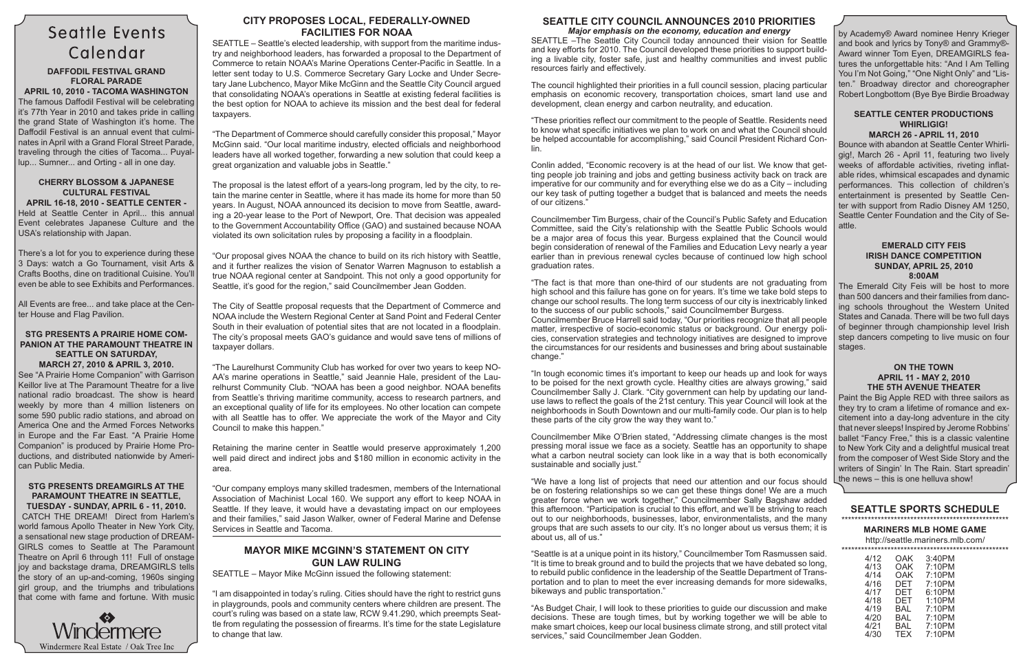# Seattle Events Calendar

### DAFFODIL FESTIVAL GRAND FLORAL PARADE
### APRIL 10, 2010 - TACOMA WASHINGTON

The famous Daffodil Festival will be celebrating it's 77th Year in 2010 and takes pride in calling the grand State of Washington it's home. The Daffodil Festival is an annual event that culminates in April with a Grand Floral Street Parade, traveling through the cities of Tacoma... Puyallup... Sumner... and Orting - all in one day.

### CHERRY BLOSSOM & JAPANESE CULTURAL FESTIVAL
### APRIL 16-18, 2010 - SEATTLE CENTER -

Held at Seattle Center in April... this annual Event celebrates Japanese Culture and the USA's relationship with Japan.

There's a lot for you to experience during these 3 Days: watch a Go Tournament, visit Arts & Crafts Booths, dine on traditional Cuisine. You'll even be able to see Exhibits and Performances.

All Events are free... and take place at the Center House and Flag Pavilion.

### STG PRESENTS A PRAIRIE HOME COMPANION AT THE PARAMOUNT THEATRE IN SEATTLE ON SATURDAY, MARCH 27, 2010 & APRIL 3, 2010.

See "A Prairie Home Companion" with Garrison Keillor live at The Paramount Theatre for a live national radio broadcast. The show is heard weekly by more than 4 million listeners on some 590 public radio stations, and abroad on America One and the Armed Forces Networks in Europe and the Far East. "A Prairie Home Companion" is produced by Prairie Home Productions, and distributed nationwide by American Public Media.

### STG PRESENTS DREAMGIRLS AT THE PARAMOUNT THEATRE IN SEATTLE, TUESDAY - SUNDAY, APRIL 6 - 11, 2010.

CATCH THE DREAM! Direct from Harlem's world famous Apollo Theater in New York City, a sensational new stage production of DREAMGIRLS comes to Seattle at The Paramount Theatre on April 6 through 11! Full of onstage joy and backstage drama, DREAMGIRLS tells the story of an up-and-coming, 1960s singing girl group, and the triumphs and tribulations that come with fame and fortune. With music by Academy® Award nominee Henry Krieger and book and lyrics by Tony® and Grammy®-Award winner Tom Eyen, DREAMGIRLS features the unforgettable hits: "And I Am Telling You I'm Not Going," "One Night Only" and "Listen." Broadway director and choreographer Robert Longbottom (Bye Bye Birdie Broadway

Windermere

Windermere Real Estate / Oak Tree Inc

## CITY PROPOSES LOCAL, FEDERALLY-OWNED FACILITIES FOR NOAA

SEATTLE – Seattle's elected leadership, with support from the maritime industry and neighborhood leaders, has forwarded a proposal to the Department of Commerce to retain NOAA's Marine Operations Center-Pacific in Seattle. In a letter sent today to U.S. Commerce Secretary Gary Locke and Under Secretary Jane Lubchenco, Mayor Mike McGinn and the Seattle City Council argued that consolidating NOAA's operations in Seattle at existing federal facilities is the best option for NOAA to achieve its mission and the best deal for federal taxpayers.

"The Department of Commerce should carefully consider this proposal," Mayor McGinn said. "Our local maritime industry, elected officials and neighborhood leaders have all worked together, forwarding a new solution that could keep a great organization and valuable jobs in Seattle."

The proposal is the latest effort of a years-long program, led by the city, to retain the marine center in Seattle, where it has made its home for more than 50 years. In August, NOAA announced its decision to move from Seattle, awarding a 20-year lease to the Port of Newport, Ore. That decision was appealed to the Government Accountability Office (GAO) and sustained because NOAA violated its own solicitation rules by proposing a facility in a floodplain.

"Our proposal gives NOAA the chance to build on its rich history with Seattle, and it further realizes the vision of Senator Warren Magnuson to establish a true NOAA regional center at Sandpoint. This not only a good opportunity for Seattle, it's good for the region," said Councilmember Jean Godden.

The City of Seattle proposal requests that the Department of Commerce and NOAA include the Western Regional Center at Sand Point and Federal Center South in their evaluation of potential sites that are not located in a floodplain. The city's proposal meets GAO's guidance and would save tens of millions of taxpayer dollars.

"The Laurelhurst Community Club has worked for over two years to keep NOAA's marine operations in Seattle," said Jeannie Hale, president of the Laurelhurst Community Club. "NOAA has been a good neighbor. NOAA benefits from Seattle's thriving maritime community, access to research partners, and an exceptional quality of life for its employees. No other location can compete with all Seattle has to offer. We appreciate the work of the Mayor and City Council to make this happen."

Retaining the marine center in Seattle would preserve approximately 1,200 well paid direct and indirect jobs and $180 million in economic activity in the area.

"Our company employs many skilled tradesmen, members of the International Association of Machinist Local 160. We support any effort to keep NOAA in Seattle. If they leave, it would have a devastating impact on our employees and their families," said Jason Walker, owner of Federal Marine and Defense Services in Seattle and Tacoma.

## MAYOR MIKE MCGINN'S STATEMENT ON CITY GUN LAW RULING

SEATTLE – Mayor Mike McGinn issued the following statement:

"I am disappointed in today's ruling. Cities should have the right to restrict guns in playgrounds, pools and community centers where children are present. The court's ruling was based on a state law, RCW 9.41.290, which preempts Seattle from regulating the possession of firearms. It's time for the state Legislature to change that law.

## SEATTLE CITY COUNCIL ANNOUNCES 2010 PRIORITIES

***Major emphasis on the economy, education and energy***

SEATTLE –The Seattle City Council today announced their vision for Seattle and key efforts for 2010. The Council developed these priorities to support building a livable city, foster safe, just and healthy communities and invest public resources fairly and effectively.

The council highlighted their priorities in a full council session, placing particular emphasis on economic recovery, transportation choices, smart land use and development, clean energy and carbon neutrality, and education.

"These priorities reflect our commitment to the people of Seattle. Residents need to know what specific initiatives we plan to work on and what the Council should be helped accountable for accomplishing," said Council President Richard Conlin.

Conlin added, "Economic recovery is at the head of our list. We know that getting people job training and jobs and getting business activity back on track are imperative for our community and for everything else we do as a City – including our key task of putting together a budget that is balanced and meets the needs of our citizens."

Councilmember Tim Burgess, chair of the Council's Public Safety and Education Committee, said the City's relationship with the Seattle Public Schools would be a major area of focus this year. Burgess explained that the Council would begin consideration of renewal of the Families and Education Levy nearly a year earlier than in previous renewal cycles because of continued low high school graduation rates.

"The fact is that more than one-third of our students are not graduating from high school and this failure has gone on for years. It's time we take bold steps to change our school results. The long term success of our city is inextricably linked to the success of our public schools," said Councilmember Burgess.

Councilmember Bruce Harrell said today, "Our priorities recognize that all people matter, irrespective of socio-economic status or background. Our energy policies, conservation strategies and technology initiatives are designed to improve the circumstances for our residents and businesses and bring about sustainable change."

"In tough economic times it's important to keep our heads up and look for ways to be poised for the next growth cycle. Healthy cities are always growing," said Councilmember Sally J. Clark. "City government can help by updating our land-use laws to reflect the goals of the 21st century. This year Council will look at the neighborhoods in South Downtown and our multi-family code. Our plan is to help these parts of the city grow the way they want to."

Councilmember Mike O'Brien stated, "Addressing climate changes is the most pressing moral issue we face as a society. Seattle has an opportunity to shape what a carbon neutral society can look like in a way that is both economically sustainable and socially just."

"We have a long list of projects that need our attention and our focus should be on fostering relationships so we can get these things done! We are a much greater force when we work together," Councilmember Sally Bagshaw added this afternoon. "Participation is crucial to this effort, and we'll be striving to reach out to our neighborhoods, businesses, labor, environmentalists, and the many groups that are such assets to our city. It's no longer about us versus them; it is about us, all of us."

"Seattle is at a unique point in its history," Councilmember Tom Rasmussen said. "It is time to break ground and to build the projects that we have debated so long, to rebuild public confidence in the leadership of the Seattle Department of Transportation and to plan to meet the ever increasing demands for more sidewalks, bikeways and public transportation."

"As Budget Chair, I will look to these priorities to guide our discussion and make decisions. These are tough times, but by working together we will be able to make smart choices, keep our local business climate strong, and still protect vital services," said Councilmember Jean Godden.

### SEATTLE CENTER PRODUCTIONS WHIRLIGIG!
### MARCH 26 - APRIL 11, 2010

Bounce with abandon at Seattle Center Whirligig!, March 26 - April 11, featuring two lively weeks of affordable activities, riveting inflatable rides, whimsical escapades and dynamic performances. This collection of children's entertainment is presented by Seattle Center with support from Radio Disney AM 1250, Seattle Center Foundation and the City of Seattle.

### EMERALD CITY FEIS IRISH DANCE COMPETITION
### SUNDAY, APRIL 25, 2010
### 8:00AM

The Emerald City Feis will be host to more than 500 dancers and their families from dancing schools throughout the Western United States and Canada. There will be two full days of beginner through championship level Irish step dancers competing to live music on four stages.

### ON THE TOWN
### APRIL 11 - MAY 2, 2010
### THE 5TH AVENUE THEATER

Paint the Big Apple RED with three sailors as they try to cram a lifetime of romance and excitement into a day-long adventure in the city that never sleeps! Inspired by Jerome Robbins' ballet "Fancy Free," this is a classic valentine to New York City and a delightful musical treat from the composer of West Side Story and the writers of Singin' In The Rain. Start spreadin' the news – this is one helluva show!

## SEATTLE SPORTS SCHEDULE

### MARINERS MLB HOME GAME

http://seattle.mariners.mlb.com/

| | | |
|---|---|---|
| 4/12 | OAK | 3:40PM |
| 4/13 | OAK | 7:10PM |
| 4/14 | OAK | 7:10PM |
| 4/16 | DET | 7:10PM |
| 4/17 | DET | 6:10PM |
| 4/18 | DET | 1:10PM |
| 4/19 | BAL | 7:10PM |
| 4/20 | BAL | 7:10PM |
| 4/21 | BAL | 7:10PM |
| 4/30 | TEX | 7:10PM |